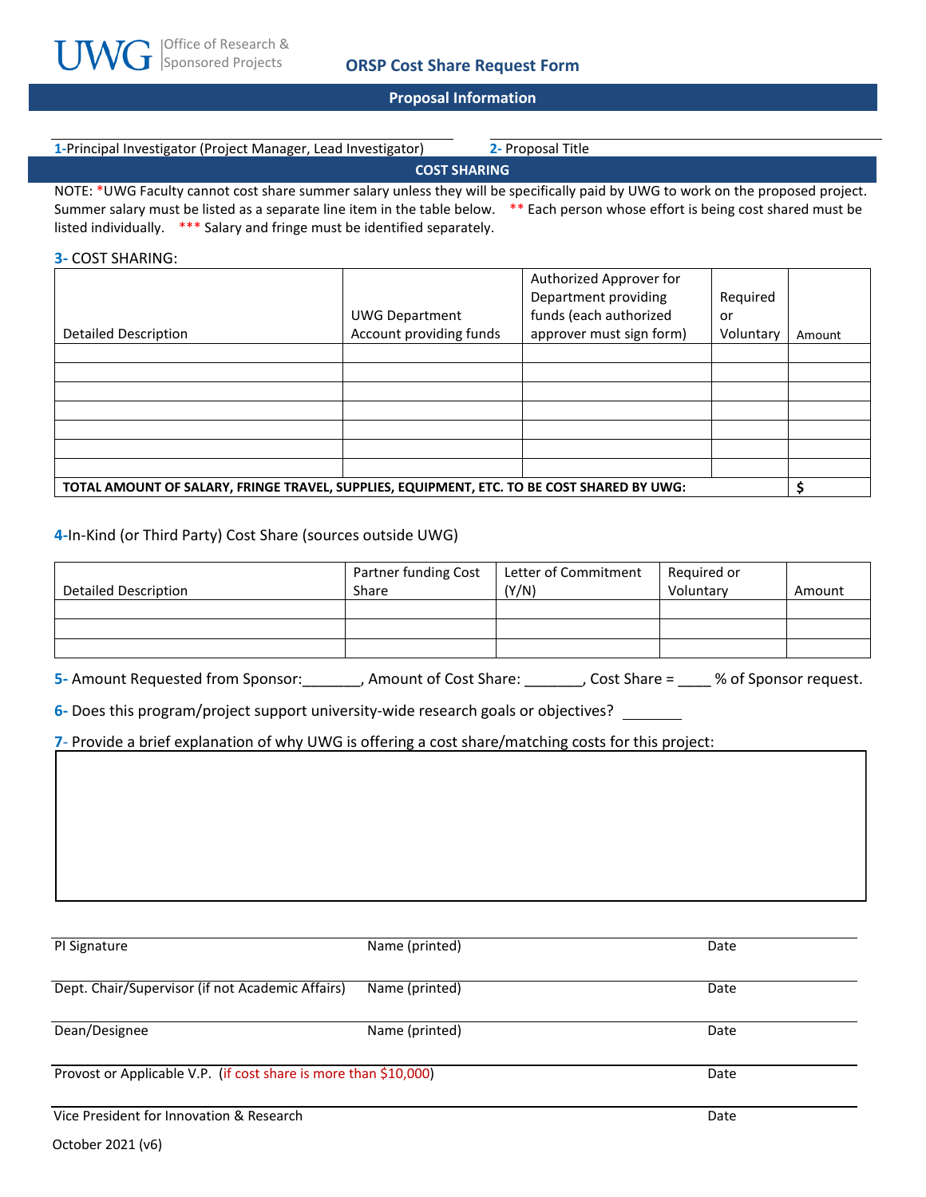UWG | Office of Research & Sponsored Projects

# ORSP Cost Share Request Form

## Proposal Information

1-Principal Investigator (Project Manager, Lead Investigator) ______________________

2- Proposal Title ______________________

## COST SHARING

NOTE: *UWG Faculty cannot cost share summer salary unless they will be specifically paid by UWG to work on the proposed project. Summer salary must be listed as a separate line item in the table below. ** Each person whose effort is being cost shared must be listed individually. *** Salary and fringe must be identified separately.

3- COST SHARING:

| Detailed Description | UWG Department Account providing funds | Authorized Approver for Department providing funds (each authorized approver must sign form) | Required or Voluntary | Amount |
|---|---|---|---|---|
| | | | | |
| | | | | |
| | | | | |
| | | | | |
| | | | | |
| | | | | |
| | | | | |
| **TOTAL AMOUNT OF SALARY, FRINGE TRAVEL, SUPPLIES, EQUIPMENT, ETC. TO BE COST SHARED BY UWG:** | | | | **$** |

4-In-Kind (or Third Party) Cost Share (sources outside UWG)

| Detailed Description | Partner funding Cost Share | Letter of Commitment (Y/N) | Required or Voluntary | Amount |
|---|---|---|---|---|
| | | | | |
| | | | | |
| | | | | |

5- Amount Requested from Sponsor:_______, Amount of Cost Share: _______, Cost Share = ____ % of Sponsor request.

6- Does this program/project support university-wide research goals or objectives? _______

7- Provide a brief explanation of why UWG is offering a cost share/matching costs for this project:

| |
|---|
| |

PI Signature ______________________ Name (printed) ______________________ Date ______________________

Dept. Chair/Supervisor (if not Academic Affairs) ______________________ Name (printed) ______________________ Date ______________________

Dean/Designee ______________________ Name (printed) ______________________ Date ______________________

Provost or Applicable V.P. (if cost share is more than $10,000) ______________________ Date ______________________

Vice President for Innovation & Research ______________________ Date ______________________

October 2021 (v6)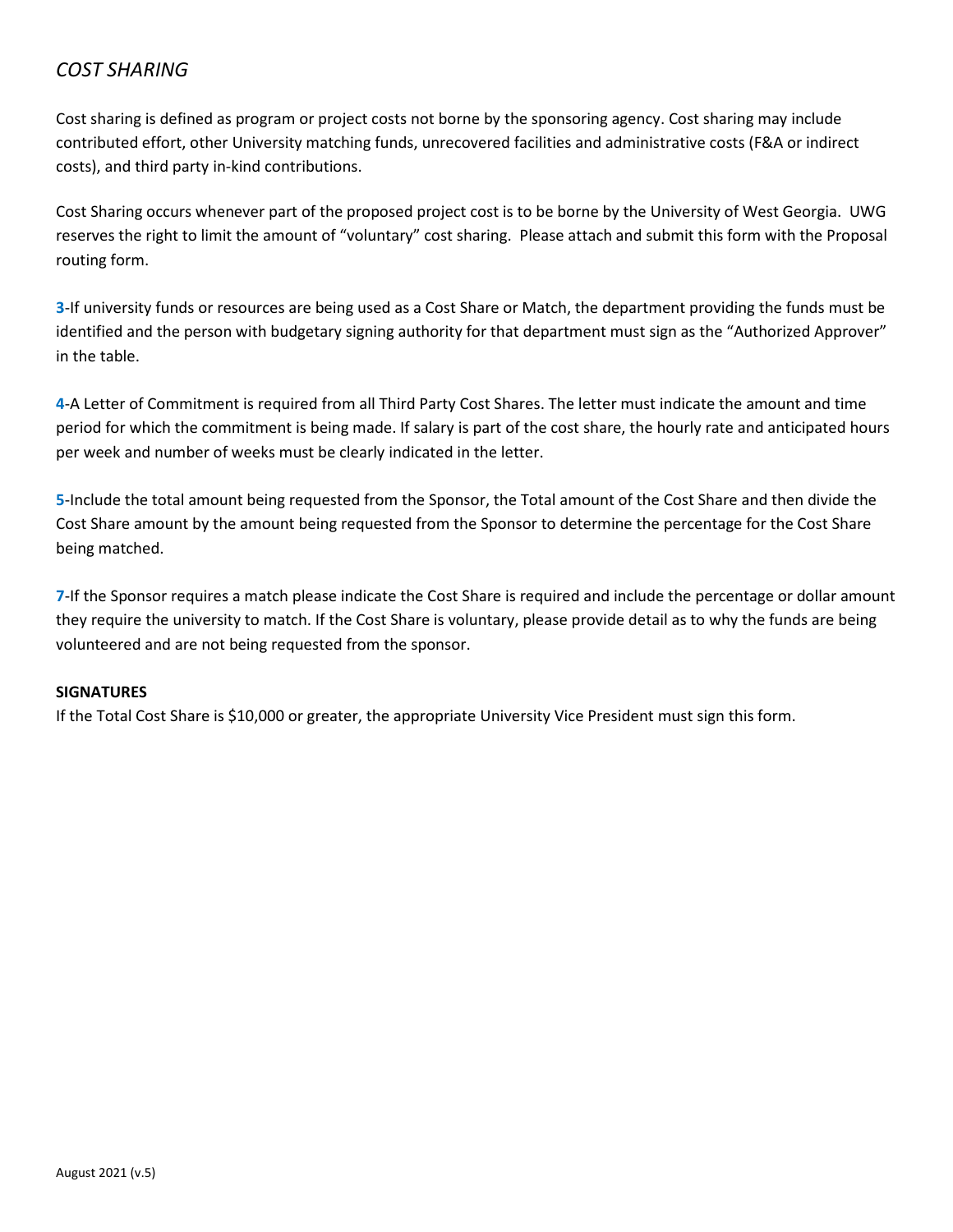## *COST SHARING*

Cost sharing is defined as program or project costs not borne by the sponsoring agency. Cost sharing may include contributed effort, other University matching funds, unrecovered facilities and administrative costs (F&A or indirect costs), and third party in-kind contributions.

Cost Sharing occurs whenever part of the proposed project cost is to be borne by the University of West Georgia. UWG reserves the right to limit the amount of "voluntary" cost sharing. Please attach and submit this form with the Proposal routing form.

**3**-If university funds or resources are being used as a Cost Share or Match, the department providing the funds must be identified and the person with budgetary signing authority for that department must sign as the "Authorized Approver" in the table.

**4**-A Letter of Commitment is required from all Third Party Cost Shares. The letter must indicate the amount and time period for which the commitment is being made. If salary is part of the cost share, the hourly rate and anticipated hours per week and number of weeks must be clearly indicated in the letter.

**5**-Include the total amount being requested from the Sponsor, the Total amount of the Cost Share and then divide the Cost Share amount by the amount being requested from the Sponsor to determine the percentage for the Cost Share being matched.

**7**-If the Sponsor requires a match please indicate the Cost Share is required and include the percentage or dollar amount they require the university to match. If the Cost Share is voluntary, please provide detail as to why the funds are being volunteered and are not being requested from the sponsor.

**SIGNATURES**

If the Total Cost Share is $10,000 or greater, the appropriate University Vice President must sign this form.

August 2021 (v.5)